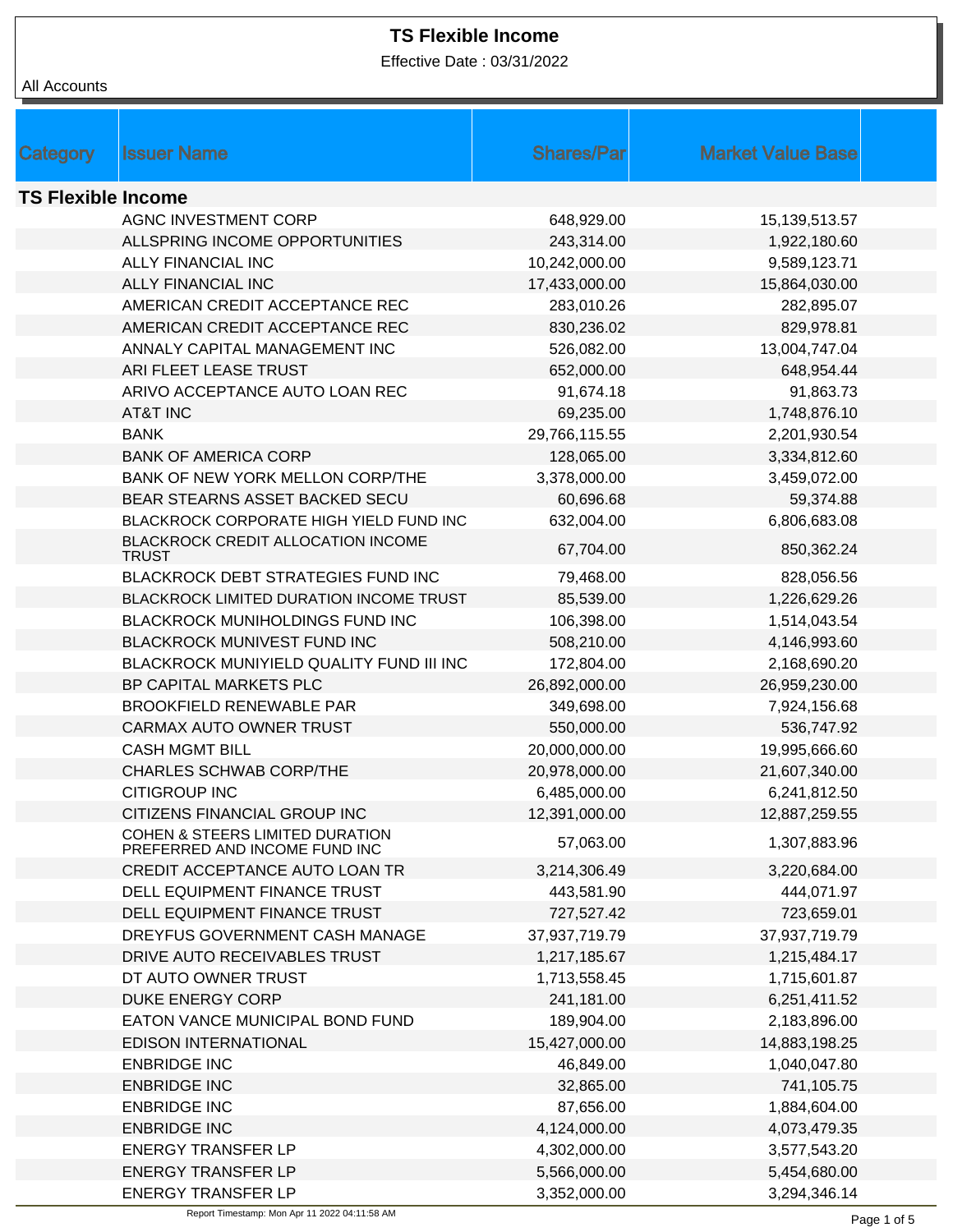# TS Flexible Income

Effective Date : 03/31/2022

All Accounts

| Category | Issuer Name | Shares/Par | Market Value Base |
|---|---|---|---|
| **TS Flexible Income** | | | |
| | AGNC INVESTMENT CORP | 648,929.00 | 15,139,513.57 |
| | ALLSPRING INCOME OPPORTUNITIES | 243,314.00 | 1,922,180.60 |
| | ALLY FINANCIAL INC | 10,242,000.00 | 9,589,123.71 |
| | ALLY FINANCIAL INC | 17,433,000.00 | 15,864,030.00 |
| | AMERICAN CREDIT ACCEPTANCE REC | 283,010.26 | 282,895.07 |
| | AMERICAN CREDIT ACCEPTANCE REC | 830,236.02 | 829,978.81 |
| | ANNALY CAPITAL MANAGEMENT INC | 526,082.00 | 13,004,747.04 |
| | ARI FLEET LEASE TRUST | 652,000.00 | 648,954.44 |
| | ARIVO ACCEPTANCE AUTO LOAN REC | 91,674.18 | 91,863.73 |
| | AT&T INC | 69,235.00 | 1,748,876.10 |
| | BANK | 29,766,115.55 | 2,201,930.54 |
| | BANK OF AMERICA CORP | 128,065.00 | 3,334,812.60 |
| | BANK OF NEW YORK MELLON CORP/THE | 3,378,000.00 | 3,459,072.00 |
| | BEAR STEARNS ASSET BACKED SECU | 60,696.68 | 59,374.88 |
| | BLACKROCK CORPORATE HIGH YIELD FUND INC | 632,004.00 | 6,806,683.08 |
| | BLACKROCK CREDIT ALLOCATION INCOME TRUST | 67,704.00 | 850,362.24 |
| | BLACKROCK DEBT STRATEGIES FUND INC | 79,468.00 | 828,056.56 |
| | BLACKROCK LIMITED DURATION INCOME TRUST | 85,539.00 | 1,226,629.26 |
| | BLACKROCK MUNIHOLDINGS FUND INC | 106,398.00 | 1,514,043.54 |
| | BLACKROCK MUNIVEST FUND INC | 508,210.00 | 4,146,993.60 |
| | BLACKROCK MUNIYIELD QUALITY FUND III INC | 172,804.00 | 2,168,690.20 |
| | BP CAPITAL MARKETS PLC | 26,892,000.00 | 26,959,230.00 |
| | BROOKFIELD RENEWABLE PAR | 349,698.00 | 7,924,156.68 |
| | CARMAX AUTO OWNER TRUST | 550,000.00 | 536,747.92 |
| | CASH MGMT BILL | 20,000,000.00 | 19,995,666.60 |
| | CHARLES SCHWAB CORP/THE | 20,978,000.00 | 21,607,340.00 |
| | CITIGROUP INC | 6,485,000.00 | 6,241,812.50 |
| | CITIZENS FINANCIAL GROUP INC | 12,391,000.00 | 12,887,259.55 |
| | COHEN & STEERS LIMITED DURATION PREFERRED AND INCOME FUND INC | 57,063.00 | 1,307,883.96 |
| | CREDIT ACCEPTANCE AUTO LOAN TR | 3,214,306.49 | 3,220,684.00 |
| | DELL EQUIPMENT FINANCE TRUST | 443,581.90 | 444,071.97 |
| | DELL EQUIPMENT FINANCE TRUST | 727,527.42 | 723,659.01 |
| | DREYFUS GOVERNMENT CASH MANAGE | 37,937,719.79 | 37,937,719.79 |
| | DRIVE AUTO RECEIVABLES TRUST | 1,217,185.67 | 1,215,484.17 |
| | DT AUTO OWNER TRUST | 1,713,558.45 | 1,715,601.87 |
| | DUKE ENERGY CORP | 241,181.00 | 6,251,411.52 |
| | EATON VANCE MUNICIPAL BOND FUND | 189,904.00 | 2,183,896.00 |
| | EDISON INTERNATIONAL | 15,427,000.00 | 14,883,198.25 |
| | ENBRIDGE INC | 46,849.00 | 1,040,047.80 |
| | ENBRIDGE INC | 32,865.00 | 741,105.75 |
| | ENBRIDGE INC | 87,656.00 | 1,884,604.00 |
| | ENBRIDGE INC | 4,124,000.00 | 4,073,479.35 |
| | ENERGY TRANSFER LP | 4,302,000.00 | 3,577,543.20 |
| | ENERGY TRANSFER LP | 5,566,000.00 | 5,454,680.00 |
| | ENERGY TRANSFER LP | 3,352,000.00 | 3,294,346.14 |

Report Timestamp: Mon Apr 11 2022 04:11:58 AM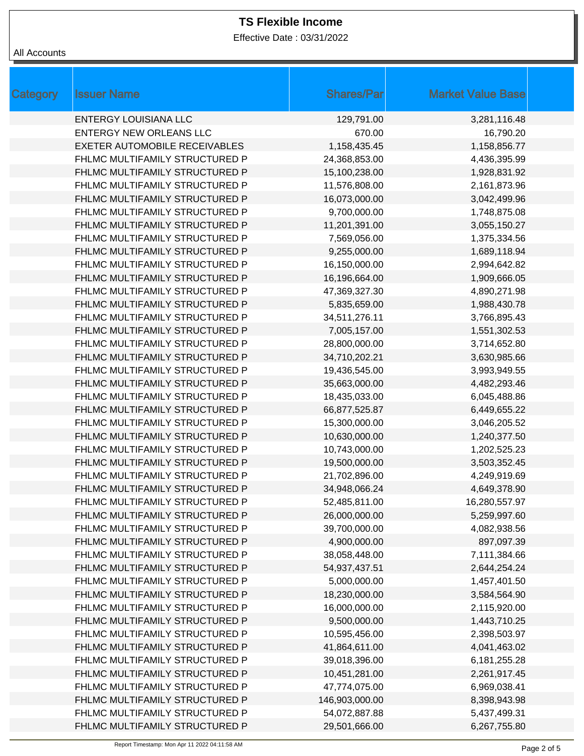**TS Flexible Income**

Effective Date : 03/31/2022

All Accounts

| Category | Issuer Name | Shares/Par | Market Value Base |
|---|---|---|---|
| | ENTERGY LOUISIANA LLC | 129,791.00 | 3,281,116.48 |
| | ENTERGY NEW ORLEANS LLC | 670.00 | 16,790.20 |
| | EXETER AUTOMOBILE RECEIVABLES | 1,158,435.45 | 1,158,856.77 |
| | FHLMC MULTIFAMILY STRUCTURED P | 24,368,853.00 | 4,436,395.99 |
| | FHLMC MULTIFAMILY STRUCTURED P | 15,100,238.00 | 1,928,831.92 |
| | FHLMC MULTIFAMILY STRUCTURED P | 11,576,808.00 | 2,161,873.96 |
| | FHLMC MULTIFAMILY STRUCTURED P | 16,073,000.00 | 3,042,499.96 |
| | FHLMC MULTIFAMILY STRUCTURED P | 9,700,000.00 | 1,748,875.08 |
| | FHLMC MULTIFAMILY STRUCTURED P | 11,201,391.00 | 3,055,150.27 |
| | FHLMC MULTIFAMILY STRUCTURED P | 7,569,056.00 | 1,375,334.56 |
| | FHLMC MULTIFAMILY STRUCTURED P | 9,255,000.00 | 1,689,118.94 |
| | FHLMC MULTIFAMILY STRUCTURED P | 16,150,000.00 | 2,994,642.82 |
| | FHLMC MULTIFAMILY STRUCTURED P | 16,196,664.00 | 1,909,666.05 |
| | FHLMC MULTIFAMILY STRUCTURED P | 47,369,327.30 | 4,890,271.98 |
| | FHLMC MULTIFAMILY STRUCTURED P | 5,835,659.00 | 1,988,430.78 |
| | FHLMC MULTIFAMILY STRUCTURED P | 34,511,276.11 | 3,766,895.43 |
| | FHLMC MULTIFAMILY STRUCTURED P | 7,005,157.00 | 1,551,302.53 |
| | FHLMC MULTIFAMILY STRUCTURED P | 28,800,000.00 | 3,714,652.80 |
| | FHLMC MULTIFAMILY STRUCTURED P | 34,710,202.21 | 3,630,985.66 |
| | FHLMC MULTIFAMILY STRUCTURED P | 19,436,545.00 | 3,993,949.55 |
| | FHLMC MULTIFAMILY STRUCTURED P | 35,663,000.00 | 4,482,293.46 |
| | FHLMC MULTIFAMILY STRUCTURED P | 18,435,033.00 | 6,045,488.86 |
| | FHLMC MULTIFAMILY STRUCTURED P | 66,877,525.87 | 6,449,655.22 |
| | FHLMC MULTIFAMILY STRUCTURED P | 15,300,000.00 | 3,046,205.52 |
| | FHLMC MULTIFAMILY STRUCTURED P | 10,630,000.00 | 1,240,377.50 |
| | FHLMC MULTIFAMILY STRUCTURED P | 10,743,000.00 | 1,202,525.23 |
| | FHLMC MULTIFAMILY STRUCTURED P | 19,500,000.00 | 3,503,352.45 |
| | FHLMC MULTIFAMILY STRUCTURED P | 21,702,896.00 | 4,249,919.69 |
| | FHLMC MULTIFAMILY STRUCTURED P | 34,948,066.24 | 4,649,378.90 |
| | FHLMC MULTIFAMILY STRUCTURED P | 52,485,811.00 | 16,280,557.97 |
| | FHLMC MULTIFAMILY STRUCTURED P | 26,000,000.00 | 5,259,997.60 |
| | FHLMC MULTIFAMILY STRUCTURED P | 39,700,000.00 | 4,082,938.56 |
| | FHLMC MULTIFAMILY STRUCTURED P | 4,900,000.00 | 897,097.39 |
| | FHLMC MULTIFAMILY STRUCTURED P | 38,058,448.00 | 7,111,384.66 |
| | FHLMC MULTIFAMILY STRUCTURED P | 54,937,437.51 | 2,644,254.24 |
| | FHLMC MULTIFAMILY STRUCTURED P | 5,000,000.00 | 1,457,401.50 |
| | FHLMC MULTIFAMILY STRUCTURED P | 18,230,000.00 | 3,584,564.90 |
| | FHLMC MULTIFAMILY STRUCTURED P | 16,000,000.00 | 2,115,920.00 |
| | FHLMC MULTIFAMILY STRUCTURED P | 9,500,000.00 | 1,443,710.25 |
| | FHLMC MULTIFAMILY STRUCTURED P | 10,595,456.00 | 2,398,503.97 |
| | FHLMC MULTIFAMILY STRUCTURED P | 41,864,611.00 | 4,041,463.02 |
| | FHLMC MULTIFAMILY STRUCTURED P | 39,018,396.00 | 6,181,255.28 |
| | FHLMC MULTIFAMILY STRUCTURED P | 10,451,281.00 | 2,261,917.45 |
| | FHLMC MULTIFAMILY STRUCTURED P | 47,774,075.00 | 6,969,038.41 |
| | FHLMC MULTIFAMILY STRUCTURED P | 146,903,000.00 | 8,398,943.98 |
| | FHLMC MULTIFAMILY STRUCTURED P | 54,072,887.88 | 5,437,499.31 |
| | FHLMC MULTIFAMILY STRUCTURED P | 29,501,666.00 | 6,267,755.80 |

Report Timestamp: Mon Apr 11 2022 04:11:58 AM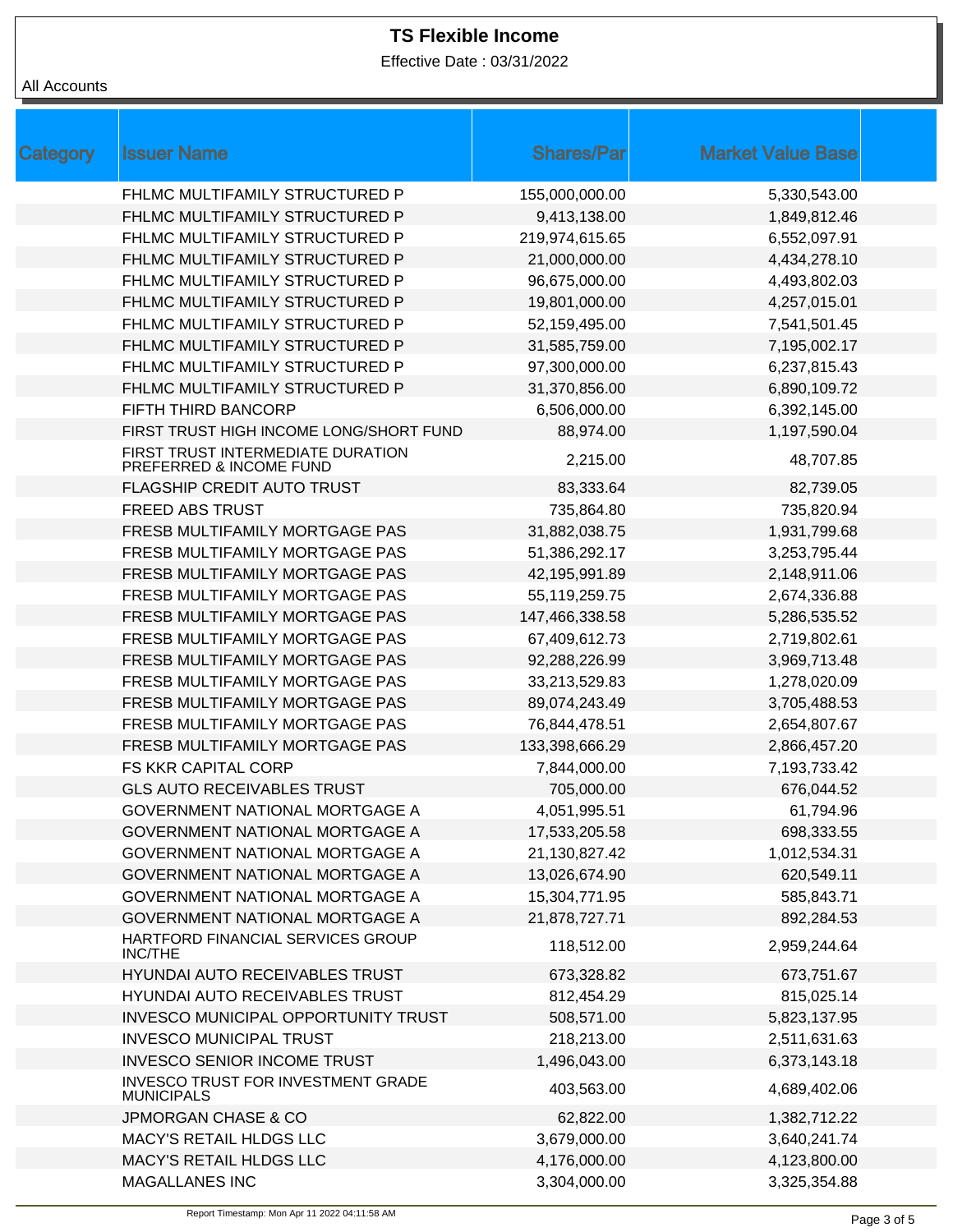# TS Flexible Income

Effective Date : 03/31/2022

All Accounts

| Category | Issuer Name | Shares/Par | Market Value Base |
|---|---|---|---|
| | FHLMC MULTIFAMILY STRUCTURED P | 155,000,000.00 | 5,330,543.00 |
| | FHLMC MULTIFAMILY STRUCTURED P | 9,413,138.00 | 1,849,812.46 |
| | FHLMC MULTIFAMILY STRUCTURED P | 219,974,615.65 | 6,552,097.91 |
| | FHLMC MULTIFAMILY STRUCTURED P | 21,000,000.00 | 4,434,278.10 |
| | FHLMC MULTIFAMILY STRUCTURED P | 96,675,000.00 | 4,493,802.03 |
| | FHLMC MULTIFAMILY STRUCTURED P | 19,801,000.00 | 4,257,015.01 |
| | FHLMC MULTIFAMILY STRUCTURED P | 52,159,495.00 | 7,541,501.45 |
| | FHLMC MULTIFAMILY STRUCTURED P | 31,585,759.00 | 7,195,002.17 |
| | FHLMC MULTIFAMILY STRUCTURED P | 97,300,000.00 | 6,237,815.43 |
| | FHLMC MULTIFAMILY STRUCTURED P | 31,370,856.00 | 6,890,109.72 |
| | FIFTH THIRD BANCORP | 6,506,000.00 | 6,392,145.00 |
| | FIRST TRUST HIGH INCOME LONG/SHORT FUND | 88,974.00 | 1,197,590.04 |
| | FIRST TRUST INTERMEDIATE DURATION PREFERRED & INCOME FUND | 2,215.00 | 48,707.85 |
| | FLAGSHIP CREDIT AUTO TRUST | 83,333.64 | 82,739.05 |
| | FREED ABS TRUST | 735,864.80 | 735,820.94 |
| | FRESB MULTIFAMILY MORTGAGE PAS | 31,882,038.75 | 1,931,799.68 |
| | FRESB MULTIFAMILY MORTGAGE PAS | 51,386,292.17 | 3,253,795.44 |
| | FRESB MULTIFAMILY MORTGAGE PAS | 42,195,991.89 | 2,148,911.06 |
| | FRESB MULTIFAMILY MORTGAGE PAS | 55,119,259.75 | 2,674,336.88 |
| | FRESB MULTIFAMILY MORTGAGE PAS | 147,466,338.58 | 5,286,535.52 |
| | FRESB MULTIFAMILY MORTGAGE PAS | 67,409,612.73 | 2,719,802.61 |
| | FRESB MULTIFAMILY MORTGAGE PAS | 92,288,226.99 | 3,969,713.48 |
| | FRESB MULTIFAMILY MORTGAGE PAS | 33,213,529.83 | 1,278,020.09 |
| | FRESB MULTIFAMILY MORTGAGE PAS | 89,074,243.49 | 3,705,488.53 |
| | FRESB MULTIFAMILY MORTGAGE PAS | 76,844,478.51 | 2,654,807.67 |
| | FRESB MULTIFAMILY MORTGAGE PAS | 133,398,666.29 | 2,866,457.20 |
| | FS KKR CAPITAL CORP | 7,844,000.00 | 7,193,733.42 |
| | GLS AUTO RECEIVABLES TRUST | 705,000.00 | 676,044.52 |
| | GOVERNMENT NATIONAL MORTGAGE A | 4,051,995.51 | 61,794.96 |
| | GOVERNMENT NATIONAL MORTGAGE A | 17,533,205.58 | 698,333.55 |
| | GOVERNMENT NATIONAL MORTGAGE A | 21,130,827.42 | 1,012,534.31 |
| | GOVERNMENT NATIONAL MORTGAGE A | 13,026,674.90 | 620,549.11 |
| | GOVERNMENT NATIONAL MORTGAGE A | 15,304,771.95 | 585,843.71 |
| | GOVERNMENT NATIONAL MORTGAGE A | 21,878,727.71 | 892,284.53 |
| | HARTFORD FINANCIAL SERVICES GROUP INC/THE | 118,512.00 | 2,959,244.64 |
| | HYUNDAI AUTO RECEIVABLES TRUST | 673,328.82 | 673,751.67 |
| | HYUNDAI AUTO RECEIVABLES TRUST | 812,454.29 | 815,025.14 |
| | INVESCO MUNICIPAL OPPORTUNITY TRUST | 508,571.00 | 5,823,137.95 |
| | INVESCO MUNICIPAL TRUST | 218,213.00 | 2,511,631.63 |
| | INVESCO SENIOR INCOME TRUST | 1,496,043.00 | 6,373,143.18 |
| | INVESCO TRUST FOR INVESTMENT GRADE MUNICIPALS | 403,563.00 | 4,689,402.06 |
| | JPMORGAN CHASE & CO | 62,822.00 | 1,382,712.22 |
| | MACY'S RETAIL HLDGS LLC | 3,679,000.00 | 3,640,241.74 |
| | MACY'S RETAIL HLDGS LLC | 4,176,000.00 | 4,123,800.00 |
| | MAGALLANES INC | 3,304,000.00 | 3,325,354.88 |

Report Timestamp: Mon Apr 11 2022 04:11:58 AM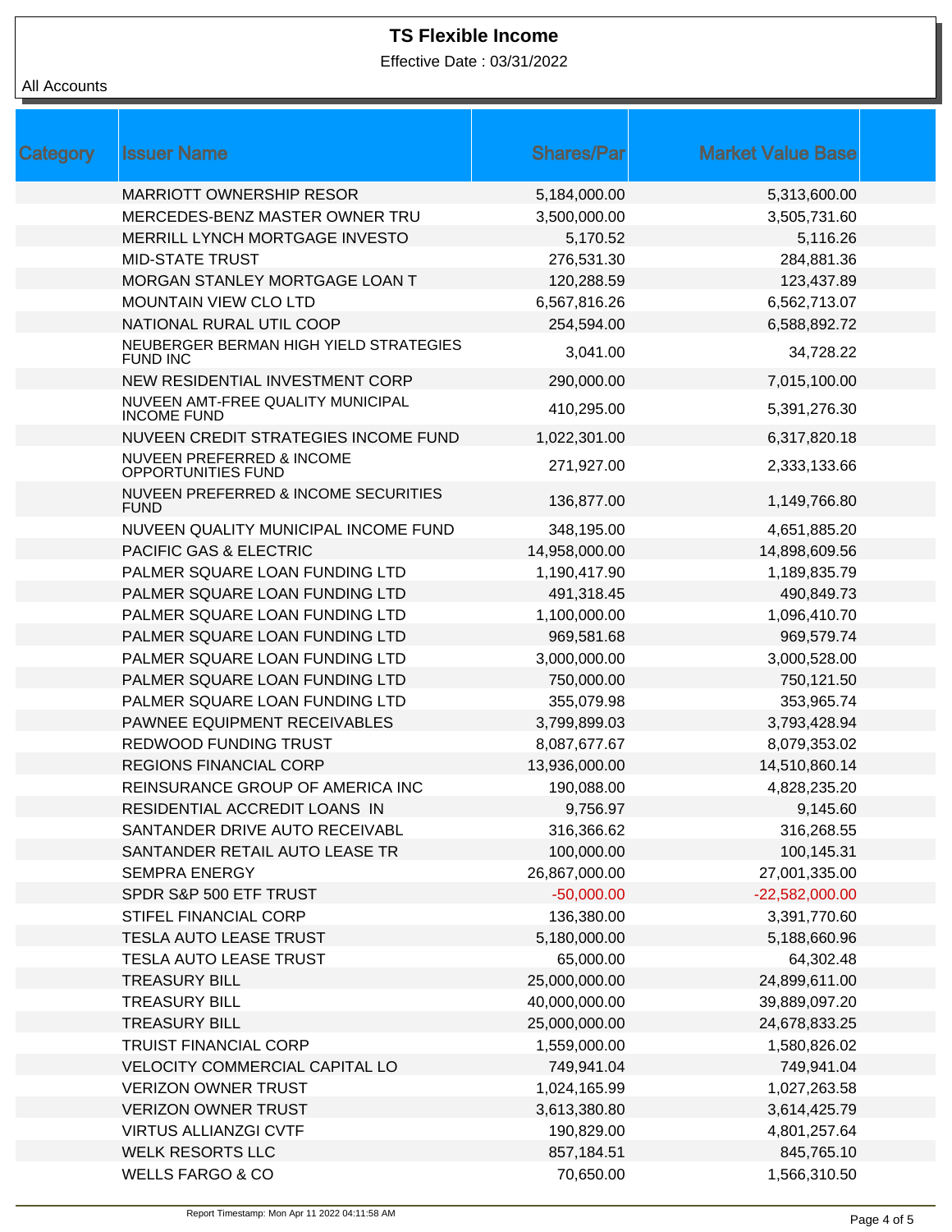# TS Flexible Income

Effective Date : 03/31/2022

All Accounts

| Category | Issuer Name | Shares/Par | Market Value Base |
|---|---|---|---|
| | MARRIOTT OWNERSHIP RESOR | 5,184,000.00 | 5,313,600.00 |
| | MERCEDES-BENZ MASTER OWNER TRU | 3,500,000.00 | 3,505,731.60 |
| | MERRILL LYNCH MORTGAGE INVESTO | 5,170.52 | 5,116.26 |
| | MID-STATE TRUST | 276,531.30 | 284,881.36 |
| | MORGAN STANLEY MORTGAGE LOAN T | 120,288.59 | 123,437.89 |
| | MOUNTAIN VIEW CLO LTD | 6,567,816.26 | 6,562,713.07 |
| | NATIONAL RURAL UTIL COOP | 254,594.00 | 6,588,892.72 |
| | NEUBERGER BERMAN HIGH YIELD STRATEGIES FUND INC | 3,041.00 | 34,728.22 |
| | NEW RESIDENTIAL INVESTMENT CORP | 290,000.00 | 7,015,100.00 |
| | NUVEEN AMT-FREE QUALITY MUNICIPAL INCOME FUND | 410,295.00 | 5,391,276.30 |
| | NUVEEN CREDIT STRATEGIES INCOME FUND | 1,022,301.00 | 6,317,820.18 |
| | NUVEEN PREFERRED & INCOME OPPORTUNITIES FUND | 271,927.00 | 2,333,133.66 |
| | NUVEEN PREFERRED & INCOME SECURITIES FUND | 136,877.00 | 1,149,766.80 |
| | NUVEEN QUALITY MUNICIPAL INCOME FUND | 348,195.00 | 4,651,885.20 |
| | PACIFIC GAS & ELECTRIC | 14,958,000.00 | 14,898,609.56 |
| | PALMER SQUARE LOAN FUNDING LTD | 1,190,417.90 | 1,189,835.79 |
| | PALMER SQUARE LOAN FUNDING LTD | 491,318.45 | 490,849.73 |
| | PALMER SQUARE LOAN FUNDING LTD | 1,100,000.00 | 1,096,410.70 |
| | PALMER SQUARE LOAN FUNDING LTD | 969,581.68 | 969,579.74 |
| | PALMER SQUARE LOAN FUNDING LTD | 3,000,000.00 | 3,000,528.00 |
| | PALMER SQUARE LOAN FUNDING LTD | 750,000.00 | 750,121.50 |
| | PALMER SQUARE LOAN FUNDING LTD | 355,079.98 | 353,965.74 |
| | PAWNEE EQUIPMENT RECEIVABLES | 3,799,899.03 | 3,793,428.94 |
| | REDWOOD FUNDING TRUST | 8,087,677.67 | 8,079,353.02 |
| | REGIONS FINANCIAL CORP | 13,936,000.00 | 14,510,860.14 |
| | REINSURANCE GROUP OF AMERICA INC | 190,088.00 | 4,828,235.20 |
| | RESIDENTIAL ACCREDIT LOANS IN | 9,756.97 | 9,145.60 |
| | SANTANDER DRIVE AUTO RECEIVABL | 316,366.62 | 316,268.55 |
| | SANTANDER RETAIL AUTO LEASE TR | 100,000.00 | 100,145.31 |
| | SEMPRA ENERGY | 26,867,000.00 | 27,001,335.00 |
| | SPDR S&P 500 ETF TRUST | -50,000.00 | -22,582,000.00 |
| | STIFEL FINANCIAL CORP | 136,380.00 | 3,391,770.60 |
| | TESLA AUTO LEASE TRUST | 5,180,000.00 | 5,188,660.96 |
| | TESLA AUTO LEASE TRUST | 65,000.00 | 64,302.48 |
| | TREASURY BILL | 25,000,000.00 | 24,899,611.00 |
| | TREASURY BILL | 40,000,000.00 | 39,889,097.20 |
| | TREASURY BILL | 25,000,000.00 | 24,678,833.25 |
| | TRUIST FINANCIAL CORP | 1,559,000.00 | 1,580,826.02 |
| | VELOCITY COMMERCIAL CAPITAL LO | 749,941.04 | 749,941.04 |
| | VERIZON OWNER TRUST | 1,024,165.99 | 1,027,263.58 |
| | VERIZON OWNER TRUST | 3,613,380.80 | 3,614,425.79 |
| | VIRTUS ALLIANZGI CVTF | 190,829.00 | 4,801,257.64 |
| | WELK RESORTS LLC | 857,184.51 | 845,765.10 |
| | WELLS FARGO & CO | 70,650.00 | 1,566,310.50 |

Report Timestamp: Mon Apr 11 2022 04:11:58 AM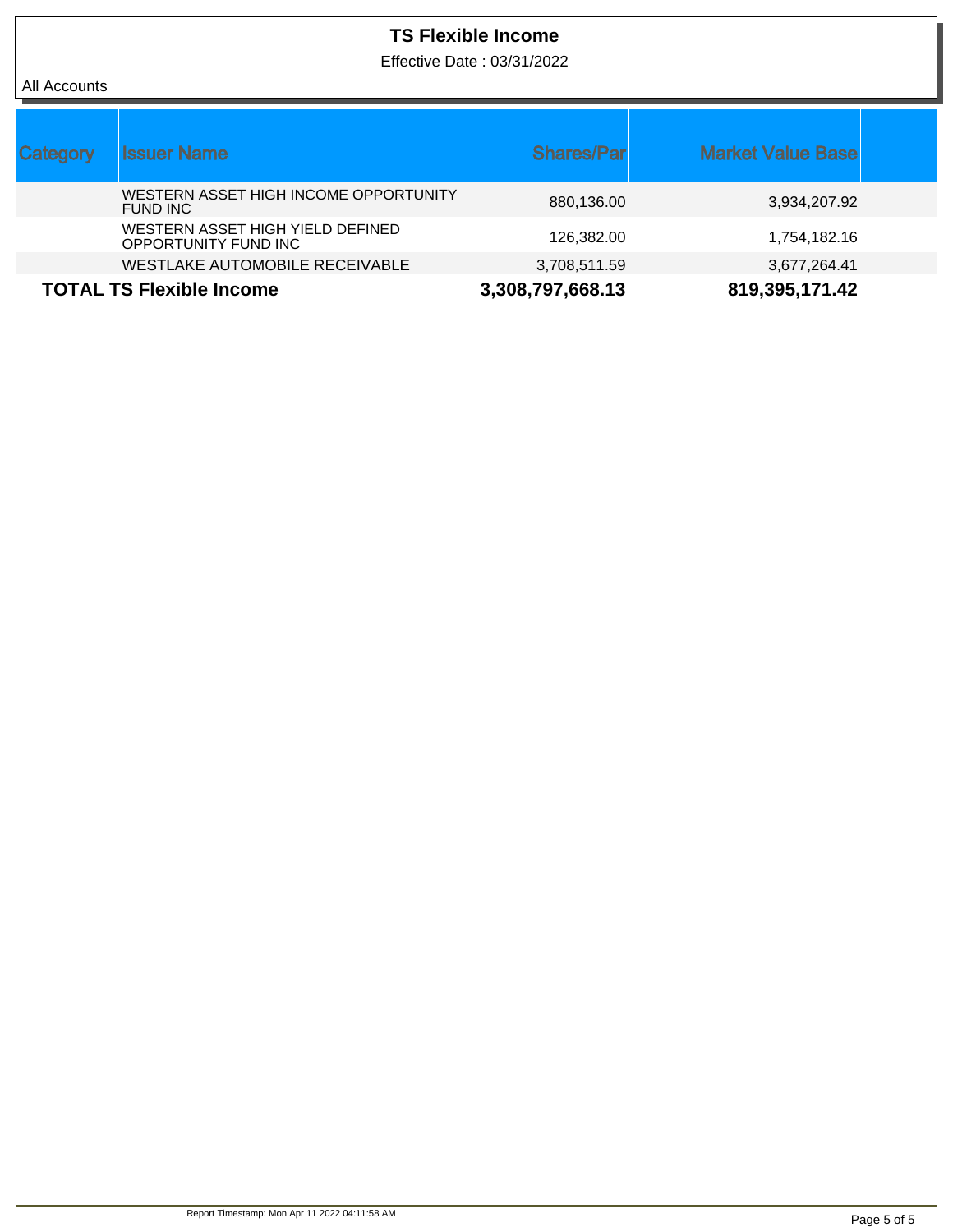# TS Flexible Income

Effective Date : 03/31/2022

All Accounts

| Category | Issuer Name | Shares/Par | Market Value Base |
|---|---|---|---|
| | WESTERN ASSET HIGH INCOME OPPORTUNITY FUND INC | 880,136.00 | 3,934,207.92 |
| | WESTERN ASSET HIGH YIELD DEFINED OPPORTUNITY FUND INC | 126,382.00 | 1,754,182.16 |
| | WESTLAKE AUTOMOBILE RECEIVABLE | 3,708,511.59 | 3,677,264.41 |
| **TOTAL TS Flexible Income** | | **3,308,797,668.13** | **819,395,171.42** |

Report Timestamp: Mon Apr 11 2022 04:11:58 AM